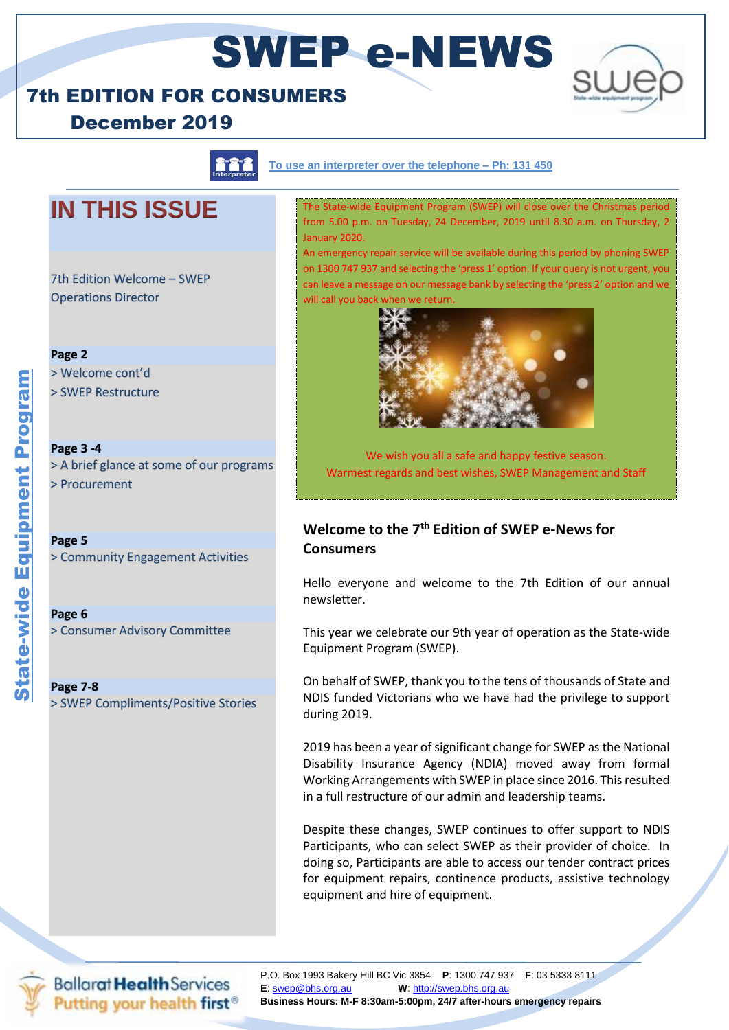# SWEP e-NEWS

## 7th EDITION FOR CONSUMERS

## December 2019

To use an interpreter over the telephone – Ph: 131 450

## IN THIS ISSUE

7th Edition Welcome – SWEP Operations Director

**Page 2**
> Welcome cont'd
> SWEP Restructure

**Page 3 -4**
> A brief glance at some of our programs
> Procurement

**Page 5**
> Community Engagement Activities

**Page 6**
> Consumer Advisory Committee

**Page 7-8**
> SWEP Compliments/Positive Stories

The State-wide Equipment Program (SWEP) will close over the Christmas period from 5.00 p.m. on Tuesday, 24 December, 2019 until 8.30 a.m. on Thursday, 2 January 2020.

An emergency repair service will be available during this period by phoning SWEP on 1300 747 937 and selecting the 'press 1' option. If your query is not urgent, you can leave a message on our message bank by selecting the 'press 2' option and we will call you back when we return.

We wish you all a safe and happy festive season.
Warmest regards and best wishes, SWEP Management and Staff

### Welcome to the 7th Edition of SWEP e-News for Consumers

Hello everyone and welcome to the 7th Edition of our annual newsletter.

This year we celebrate our 9th year of operation as the State-wide Equipment Program (SWEP).

On behalf of SWEP, thank you to the tens of thousands of State and NDIS funded Victorians who we have had the privilege to support during 2019.

2019 has been a year of significant change for SWEP as the National Disability Insurance Agency (NDIA) moved away from formal Working Arrangements with SWEP in place since 2016. This resulted in a full restructure of our admin and leadership teams.

Despite these changes, SWEP continues to offer support to NDIS Participants, who can select SWEP as their provider of choice. In doing so, Participants are able to access our tender contract prices for equipment repairs, continence products, assistive technology equipment and hire of equipment.

Ballarat Health Services – Putting your health first

P.O. Box 1993 Bakery Hill BC Vic 3354 **P**: 1300 747 937 **F**: 03 5333 8111
**E**: swep@bhs.org.au **W**: http://swep.bhs.org.au
**Business Hours: M-F 8:30am-5:00pm, 24/7 after-hours emergency repairs**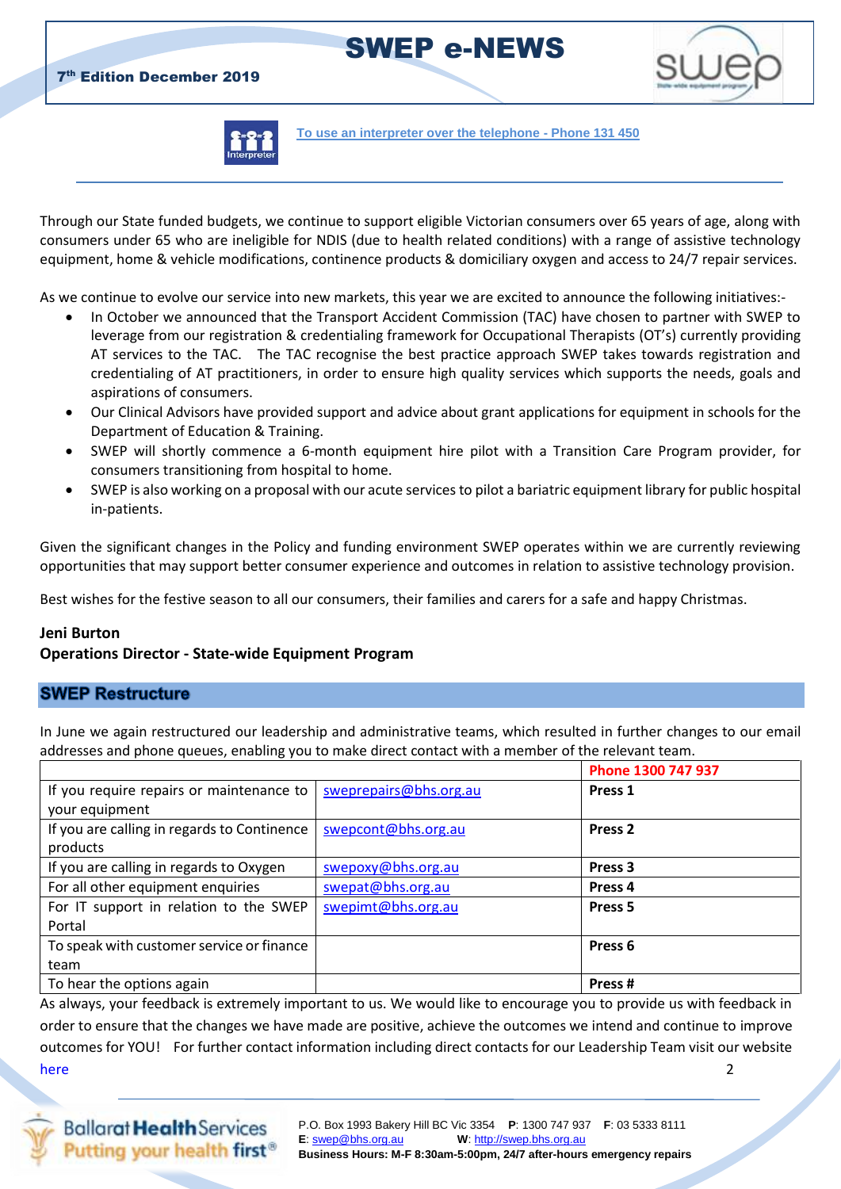# SWEP e-NEWS

**7th Edition December 2019**

To use an interpreter over the telephone - Phone 131 450

Through our State funded budgets, we continue to support eligible Victorian consumers over 65 years of age, along with consumers under 65 who are ineligible for NDIS (due to health related conditions) with a range of assistive technology equipment, home & vehicle modifications, continence products & domiciliary oxygen and access to 24/7 repair services.

As we continue to evolve our service into new markets, this year we are excited to announce the following initiatives:-

- In October we announced that the Transport Accident Commission (TAC) have chosen to partner with SWEP to leverage from our registration & credentialing framework for Occupational Therapists (OT's) currently providing AT services to the TAC. The TAC recognise the best practice approach SWEP takes towards registration and credentialing of AT practitioners, in order to ensure high quality services which supports the needs, goals and aspirations of consumers.
- Our Clinical Advisors have provided support and advice about grant applications for equipment in schools for the Department of Education & Training.
- SWEP will shortly commence a 6-month equipment hire pilot with a Transition Care Program provider, for consumers transitioning from hospital to home.
- SWEP is also working on a proposal with our acute services to pilot a bariatric equipment library for public hospital in-patients.

Given the significant changes in the Policy and funding environment SWEP operates within we are currently reviewing opportunities that may support better consumer experience and outcomes in relation to assistive technology provision.

Best wishes for the festive season to all our consumers, their families and carers for a safe and happy Christmas.

**Jeni Burton**
**Operations Director - State-wide Equipment Program**

## SWEP Restructure

In June we again restructured our leadership and administrative teams, which resulted in further changes to our email addresses and phone queues, enabling you to make direct contact with a member of the relevant team.

| | | Phone 1300 747 937 |
|---|---|---|
| If you require repairs or maintenance to your equipment | sweprepairs@bhs.org.au | **Press 1** |
| If you are calling in regards to Continence products | swepcont@bhs.org.au | **Press 2** |
| If you are calling in regards to Oxygen | swepoxy@bhs.org.au | **Press 3** |
| For all other equipment enquiries | swepat@bhs.org.au | **Press 4** |
| For IT support in relation to the SWEP Portal | swepimt@bhs.org.au | **Press 5** |
| To speak with customer service or finance team | | **Press 6** |
| To hear the options again | | **Press #** |

As always, your feedback is extremely important to us. We would like to encourage you to provide us with feedback in order to ensure that the changes we have made are positive, achieve the outcomes we intend and continue to improve outcomes for YOU! For further contact information including direct contacts for our Leadership Team visit our website here

Ballarat Health Services — Putting your health first®

P.O. Box 1993 Bakery Hill BC Vic 3354 **P**: 1300 747 937 **F**: 03 5333 8111
**E**: swep@bhs.org.au **W**: http://swep.bhs.org.au
**Business Hours: M-F 8:30am-5:00pm, 24/7 after-hours emergency repairs**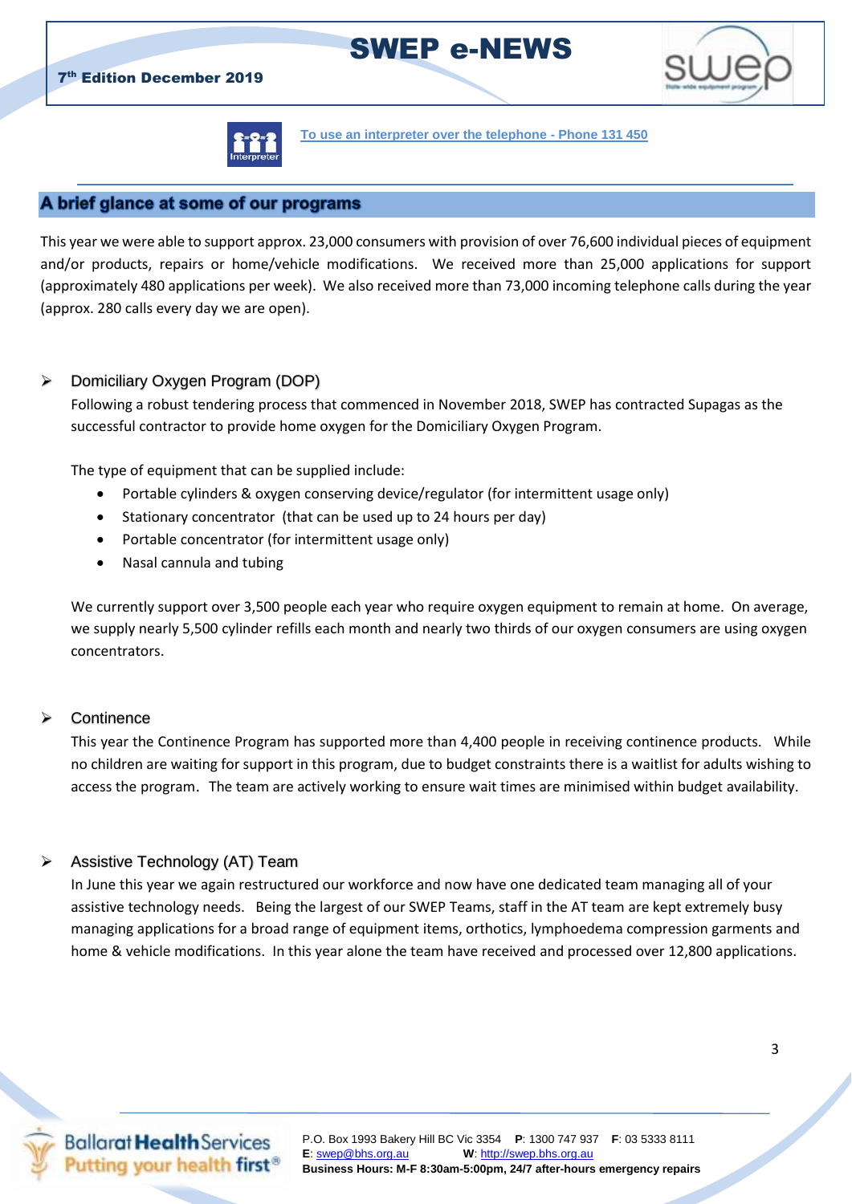[To use an interpreter over the telephone - Phone 131 450]

## A brief glance at some of our programs

This year we were able to support approx. 23,000 consumers with provision of over 76,600 individual pieces of equipment and/or products, repairs or home/vehicle modifications. We received more than 25,000 applications for support (approximately 480 applications per week). We also received more than 73,000 incoming telephone calls during the year (approx. 280 calls every day we are open).

### Domiciliary Oxygen Program (DOP)

Following a robust tendering process that commenced in November 2018, SWEP has contracted Supagas as the successful contractor to provide home oxygen for the Domiciliary Oxygen Program.

The type of equipment that can be supplied include:

- Portable cylinders & oxygen conserving device/regulator (for intermittent usage only)
- Stationary concentrator (that can be used up to 24 hours per day)
- Portable concentrator (for intermittent usage only)
- Nasal cannula and tubing

We currently support over 3,500 people each year who require oxygen equipment to remain at home. On average, we supply nearly 5,500 cylinder refills each month and nearly two thirds of our oxygen consumers are using oxygen concentrators.

### Continence

This year the Continence Program has supported more than 4,400 people in receiving continence products. While no children are waiting for support in this program, due to budget constraints there is a waitlist for adults wishing to access the program. The team are actively working to ensure wait times are minimised within budget availability.

### Assistive Technology (AT) Team

In June this year we again restructured our workforce and now have one dedicated team managing all of your assistive technology needs. Being the largest of our SWEP Teams, staff in the AT team are kept extremely busy managing applications for a broad range of equipment items, orthotics, lymphoedema compression garments and home & vehicle modifications. In this year alone the team have received and processed over 12,800 applications.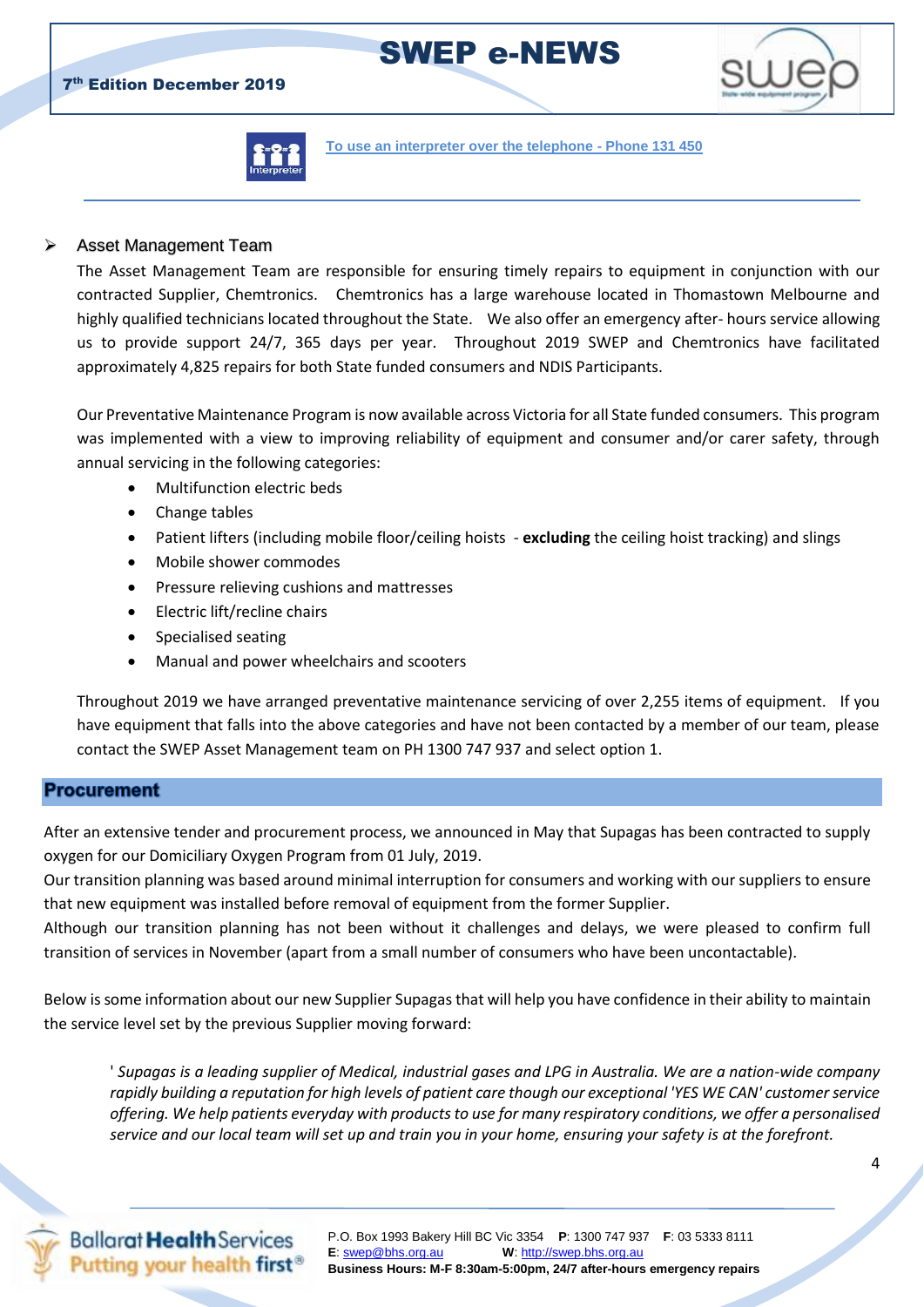[To use an interpreter over the telephone - Phone 131 450]

- Asset Management Team

The Asset Management Team are responsible for ensuring timely repairs to equipment in conjunction with our contracted Supplier, Chemtronics. Chemtronics has a large warehouse located in Thomastown Melbourne and highly qualified technicians located throughout the State. We also offer an emergency after- hours service allowing us to provide support 24/7, 365 days per year. Throughout 2019 SWEP and Chemtronics have facilitated approximately 4,825 repairs for both State funded consumers and NDIS Participants.

Our Preventative Maintenance Program is now available across Victoria for all State funded consumers. This program was implemented with a view to improving reliability of equipment and consumer and/or carer safety, through annual servicing in the following categories:

- Multifunction electric beds
- Change tables
- Patient lifters (including mobile floor/ceiling hoists - **excluding** the ceiling hoist tracking) and slings
- Mobile shower commodes
- Pressure relieving cushions and mattresses
- Electric lift/recline chairs
- Specialised seating
- Manual and power wheelchairs and scooters

Throughout 2019 we have arranged preventative maintenance servicing of over 2,255 items of equipment. If you have equipment that falls into the above categories and have not been contacted by a member of our team, please contact the SWEP Asset Management team on PH 1300 747 937 and select option 1.

## Procurement

After an extensive tender and procurement process, we announced in May that Supagas has been contracted to supply oxygen for our Domiciliary Oxygen Program from 01 July, 2019.

Our transition planning was based around minimal interruption for consumers and working with our suppliers to ensure that new equipment was installed before removal of equipment from the former Supplier.

Although our transition planning has not been without it challenges and delays, we were pleased to confirm full transition of services in November (apart from a small number of consumers who have been uncontactable).

Below is some information about our new Supplier Supagas that will help you have confidence in their ability to maintain the service level set by the previous Supplier moving forward:

> ' *Supagas is a leading supplier of Medical, industrial gases and LPG in Australia. We are a nation-wide company rapidly building a reputation for high levels of patient care though our exceptional 'YES WE CAN' customer service offering. We help patients everyday with products to use for many respiratory conditions, we offer a personalised service and our local team will set up and train you in your home, ensuring your safety is at the forefront.*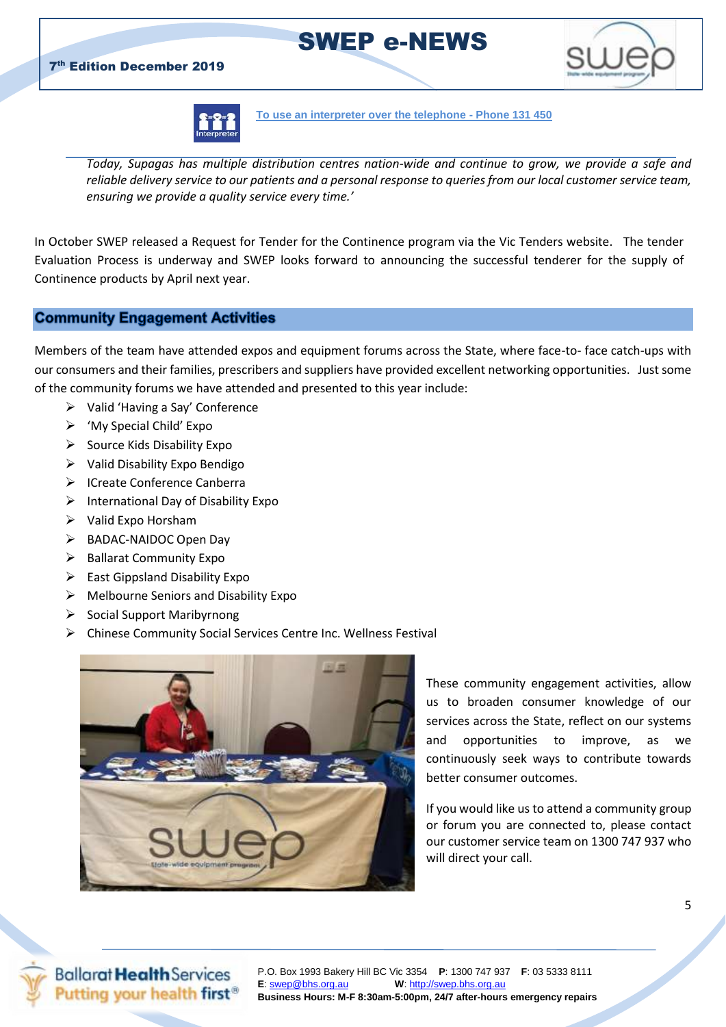[To use an interpreter over the telephone - Phone 131 450]

*Today, Supagas has multiple distribution centres nation-wide and continue to grow, we provide a safe and reliable delivery service to our patients and a personal response to queries from our local customer service team, ensuring we provide a quality service every time.'*

In October SWEP released a Request for Tender for the Continence program via the Vic Tenders website. The tender Evaluation Process is underway and SWEP looks forward to announcing the successful tenderer for the supply of Continence products by April next year.

## Community Engagement Activities

Members of the team have attended expos and equipment forums across the State, where face-to- face catch-ups with our consumers and their families, prescribers and suppliers have provided excellent networking opportunities. Just some of the community forums we have attended and presented to this year include:

- Valid 'Having a Say' Conference
- 'My Special Child' Expo
- Source Kids Disability Expo
- Valid Disability Expo Bendigo
- ICreate Conference Canberra
- International Day of Disability Expo
- Valid Expo Horsham
- BADAC-NAIDOC Open Day
- Ballarat Community Expo
- East Gippsland Disability Expo
- Melbourne Seniors and Disability Expo
- Social Support Maribyrnong
- Chinese Community Social Services Centre Inc. Wellness Festival

These community engagement activities, allow us to broaden consumer knowledge of our services across the State, reflect on our systems and opportunities to improve, as we continuously seek ways to contribute towards better consumer outcomes.

If you would like us to attend a community group or forum you are connected to, please contact our customer service team on 1300 747 937 who will direct your call.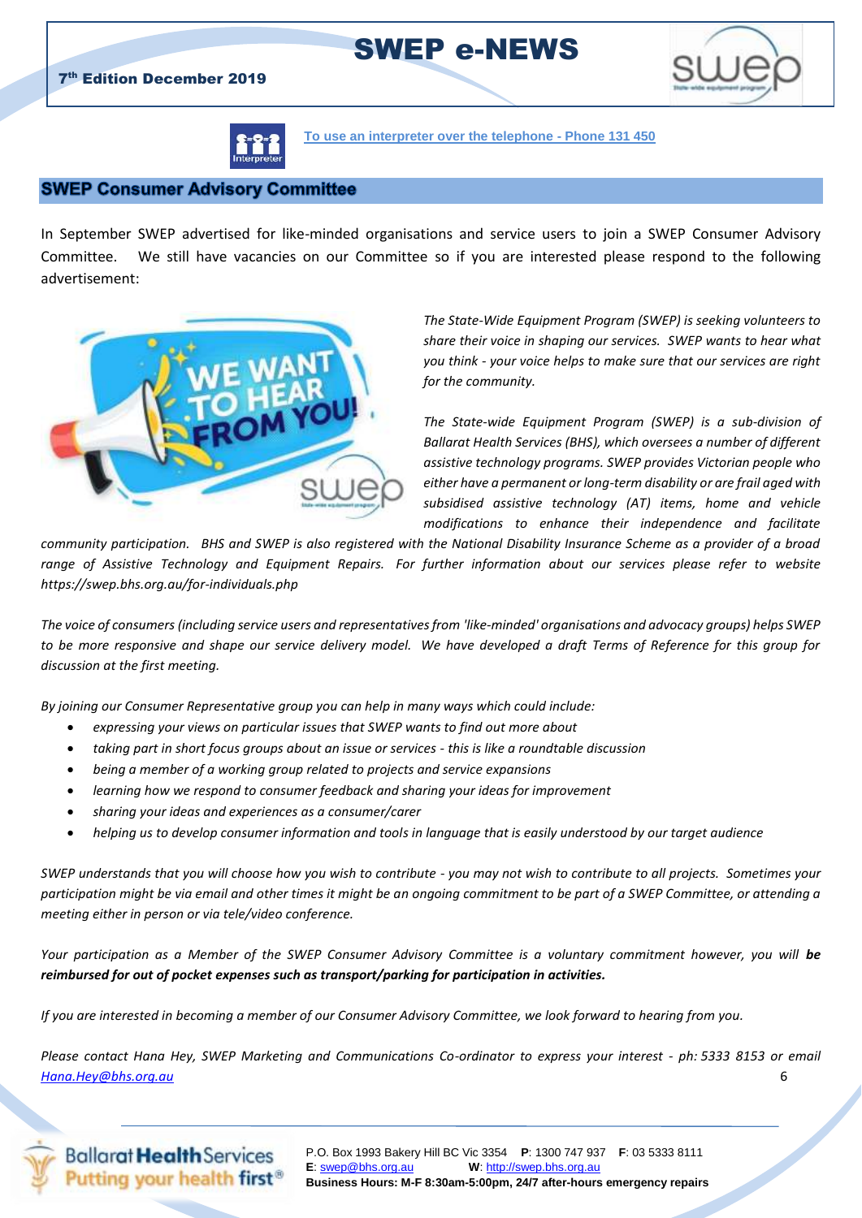[Interpreter] To use an interpreter over the telephone - Phone 131 450

## SWEP Consumer Advisory Committee

In September SWEP advertised for like-minded organisations and service users to join a SWEP Consumer Advisory Committee. We still have vacancies on our Committee so if you are interested please respond to the following advertisement:

*The State-Wide Equipment Program (SWEP) is seeking volunteers to share their voice in shaping our services. SWEP wants to hear what you think - your voice helps to make sure that our services are right for the community.*

*The State-wide Equipment Program (SWEP) is a sub-division of Ballarat Health Services (BHS), which oversees a number of different assistive technology programs. SWEP provides Victorian people who either have a permanent or long-term disability or are frail aged with subsidised assistive technology (AT) items, home and vehicle modifications to enhance their independence and facilitate community participation. BHS and SWEP is also registered with the National Disability Insurance Scheme as a provider of a broad range of Assistive Technology and Equipment Repairs. For further information about our services please refer to website https://swep.bhs.org.au/for-individuals.php*

*The voice of consumers (including service users and representatives from 'like-minded' organisations and advocacy groups) helps SWEP to be more responsive and shape our service delivery model. We have developed a draft Terms of Reference for this group for discussion at the first meeting.*

*By joining our Consumer Representative group you can help in many ways which could include:*

- *expressing your views on particular issues that SWEP wants to find out more about*
- *taking part in short focus groups about an issue or services - this is like a roundtable discussion*
- *being a member of a working group related to projects and service expansions*
- *learning how we respond to consumer feedback and sharing your ideas for improvement*
- *sharing your ideas and experiences as a consumer/carer*
- *helping us to develop consumer information and tools in language that is easily understood by our target audience*

*SWEP understands that you will choose how you wish to contribute - you may not wish to contribute to all projects. Sometimes your participation might be via email and other times it might be an ongoing commitment to be part of a SWEP Committee, or attending a meeting either in person or via tele/video conference.*

*Your participation as a Member of the SWEP Consumer Advisory Committee is a voluntary commitment however, you will **be reimbursed for out of pocket expenses such as transport/parking for participation in activities.***

*If you are interested in becoming a member of our Consumer Advisory Committee, we look forward to hearing from you.*

*Please contact Hana Hey, SWEP Marketing and Communications Co-ordinator to express your interest - ph: 5333 8153 or email Hana.Hey@bhs.org.au*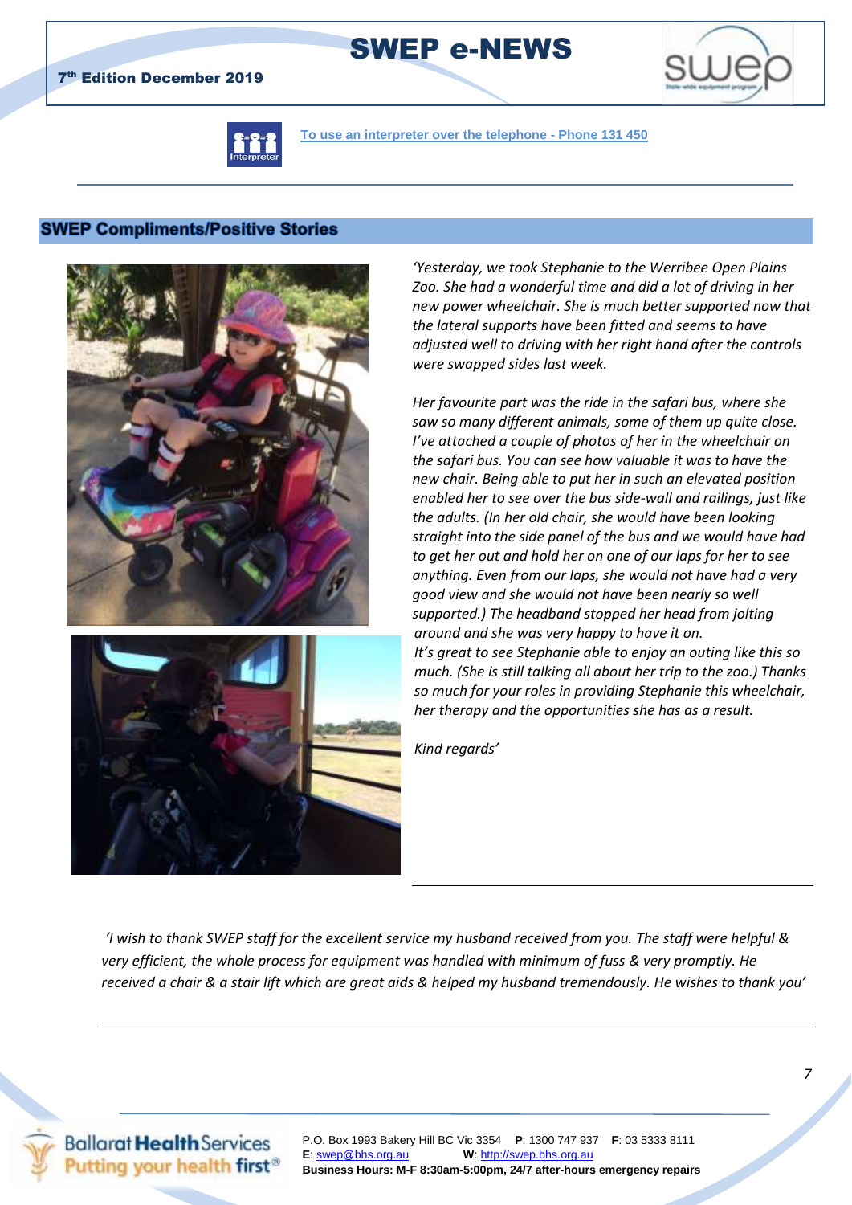[To use an interpreter over the telephone - Phone 131 450](To use an interpreter over the telephone - Phone 131 450)

## SWEP Compliments/Positive Stories

*'Yesterday, we took Stephanie to the Werribee Open Plains Zoo. She had a wonderful time and did a lot of driving in her new power wheelchair. She is much better supported now that the lateral supports have been fitted and seems to have adjusted well to driving with her right hand after the controls were swapped sides last week.*

*Her favourite part was the ride in the safari bus, where she saw so many different animals, some of them up quite close. I've attached a couple of photos of her in the wheelchair on the safari bus. You can see how valuable it was to have the new chair. Being able to put her in such an elevated position enabled her to see over the bus side-wall and railings, just like the adults. (In her old chair, she would have been looking straight into the side panel of the bus and we would have had to get her out and hold her on one of our laps for her to see anything. Even from our laps, she would not have had a very good view and she would not have been nearly so well supported.) The headband stopped her head from jolting around and she was very happy to have it on.*
*It's great to see Stephanie able to enjoy an outing like this so much. (She is still talking all about her trip to the zoo.) Thanks so much for your roles in providing Stephanie this wheelchair, her therapy and the opportunities she has as a result.*

*Kind regards'*

---

*'I wish to thank SWEP staff for the excellent service my husband received from you. The staff were helpful & very efficient, the whole process for equipment was handled with minimum of fuss & very promptly. He received a chair & a stair lift which are great aids & helped my husband tremendously. He wishes to thank you'*

---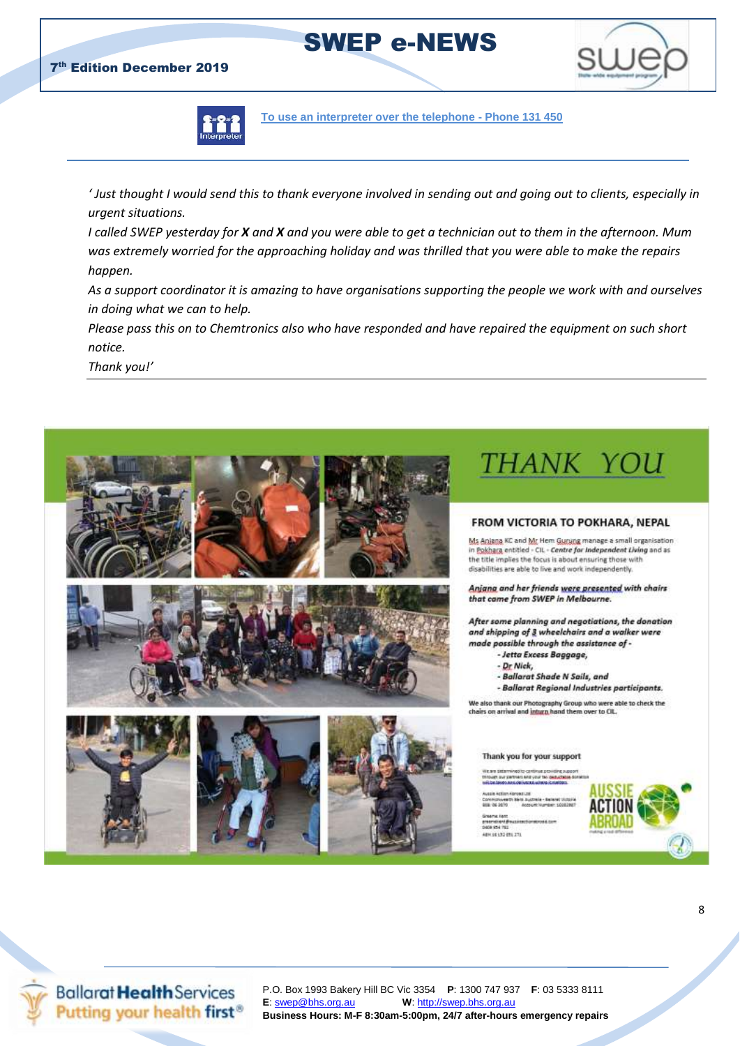To use an interpreter over the telephone - Phone 131 450

*' Just thought I would send this to thank everyone involved in sending out and going out to clients, especially in urgent situations.*

*I called SWEP yesterday for **X** and **X** and you were able to get a technician out to them in the afternoon. Mum was extremely worried for the approaching holiday and was thrilled that you were able to make the repairs happen.*

*As a support coordinator it is amazing to have organisations supporting the people we work with and ourselves in doing what we can to help.*

*Please pass this on to Chemtronics also who have responded and have repaired the equipment on such short notice.*

*Thank you!'*

# THANK YOU

## FROM VICTORIA TO POKHARA, NEPAL

Ms Anjana KC and Mr Hem Gurung manage a small organisation in Pokhara entitled - CIL - *Centre for Independent Living* and as the title implies the focus is about ensuring those with disabilities are able to live and work independently.

*Anjana and her friends were presented with chairs that came from SWEP in Melbourne.*

*After some planning and negotiations, the donation and shipping of 3 wheelchairs and a walker were made possible through the assistance of -*

- *Jetta Excess Baggage,*
- *Dr Nick,*
- *Ballarat Shade N Sails, and*
- *Ballarat Regional Industries participants.*

We also thank our Photography Group who were able to check the chairs on arrival and inturn hand them over to CIL.

Thank you for your support

AUSSIE ACTION ABROAD

P.O. Box 1993 Bakery Hill BC Vic 3354 **P**: 1300 747 937 **F**: 03 5333 8111
**E**: swep@bhs.org.au **W**: http://swep.bhs.org.au
**Business Hours: M-F 8:30am-5:00pm, 24/7 after-hours emergency repairs**